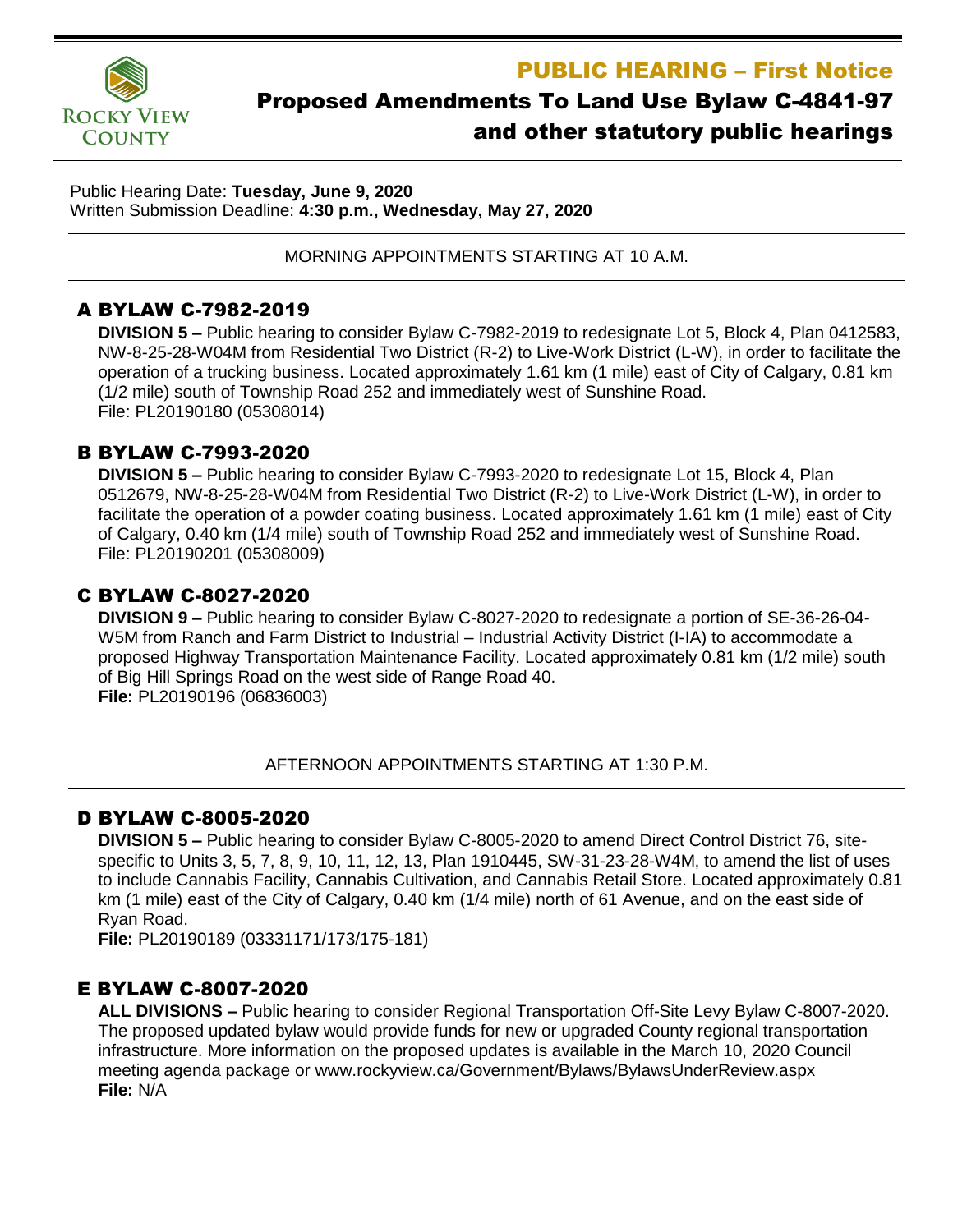ROCKY VIEW COUNTY

# PUBLIC HEARING – First Notice

## Proposed Amendments To Land Use Bylaw C-4841-97 and other statutory public hearings

Public Hearing Date: **Tuesday, June 9, 2020**
Written Submission Deadline: **4:30 p.m., Wednesday, May 27, 2020**

MORNING APPOINTMENTS STARTING AT 10 A.M.

### A BYLAW C-7982-2019

**DIVISION 5 –** Public hearing to consider Bylaw C-7982-2019 to redesignate Lot 5, Block 4, Plan 0412583, NW-8-25-28-W04M from Residential Two District (R-2) to Live-Work District (L-W), in order to facilitate the operation of a trucking business. Located approximately 1.61 km (1 mile) east of City of Calgary, 0.81 km (1/2 mile) south of Township Road 252 and immediately west of Sunshine Road.
File: PL20190180 (05308014)

### B BYLAW C-7993-2020

**DIVISION 5 –** Public hearing to consider Bylaw C-7993-2020 to redesignate Lot 15, Block 4, Plan 0512679, NW-8-25-28-W04M from Residential Two District (R-2) to Live-Work District (L-W), in order to facilitate the operation of a powder coating business. Located approximately 1.61 km (1 mile) east of City of Calgary, 0.40 km (1/4 mile) south of Township Road 252 and immediately west of Sunshine Road.
File: PL20190201 (05308009)

### C BYLAW C-8027-2020

**DIVISION 9 –** Public hearing to consider Bylaw C-8027-2020 to redesignate a portion of SE-36-26-04-W5M from Ranch and Farm District to Industrial – Industrial Activity District (I-IA) to accommodate a proposed Highway Transportation Maintenance Facility. Located approximately 0.81 km (1/2 mile) south of Big Hill Springs Road on the west side of Range Road 40.
**File:** PL20190196 (06836003)

AFTERNOON APPOINTMENTS STARTING AT 1:30 P.M.

### D BYLAW C-8005-2020

**DIVISION 5 –** Public hearing to consider Bylaw C-8005-2020 to amend Direct Control District 76, site-specific to Units 3, 5, 7, 8, 9, 10, 11, 12, 13, Plan 1910445, SW-31-23-28-W4M, to amend the list of uses to include Cannabis Facility, Cannabis Cultivation, and Cannabis Retail Store. Located approximately 0.81 km (1 mile) east of the City of Calgary, 0.40 km (1/4 mile) north of 61 Avenue, and on the east side of Ryan Road.
**File:** PL20190189 (03331171/173/175-181)

### E BYLAW C-8007-2020

**ALL DIVISIONS –** Public hearing to consider Regional Transportation Off-Site Levy Bylaw C-8007-2020. The proposed updated bylaw would provide funds for new or upgraded County regional transportation infrastructure. More information on the proposed updates is available in the March 10, 2020 Council meeting agenda package or www.rockyview.ca/Government/Bylaws/BylawsUnderReview.aspx
**File:** N/A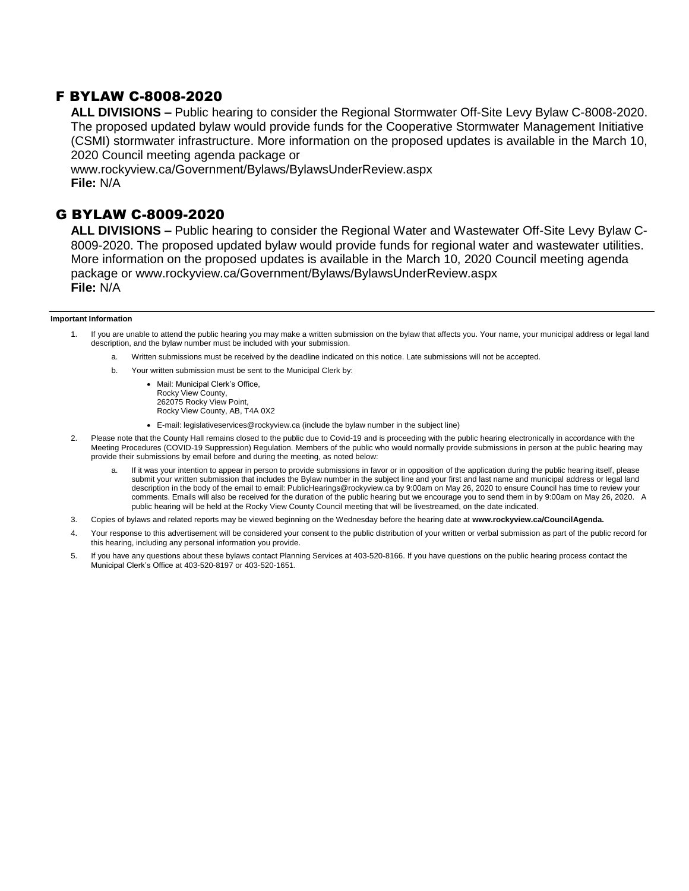## F BYLAW C-8008-2020

**ALL DIVISIONS –** Public hearing to consider the Regional Stormwater Off-Site Levy Bylaw C-8008-2020. The proposed updated bylaw would provide funds for the Cooperative Stormwater Management Initiative (CSMI) stormwater infrastructure. More information on the proposed updates is available in the March 10, 2020 Council meeting agenda package or www.rockyview.ca/Government/Bylaws/BylawsUnderReview.aspx
**File:** N/A

## G BYLAW C-8009-2020

**ALL DIVISIONS –** Public hearing to consider the Regional Water and Wastewater Off-Site Levy Bylaw C-8009-2020. The proposed updated bylaw would provide funds for regional water and wastewater utilities. More information on the proposed updates is available in the March 10, 2020 Council meeting agenda package or www.rockyview.ca/Government/Bylaws/BylawsUnderReview.aspx
**File:** N/A

---

**Important Information**

1. If you are unable to attend the public hearing you may make a written submission on the bylaw that affects you. Your name, your municipal address or legal land description, and the bylaw number must be included with your submission.
   a. Written submissions must be received by the deadline indicated on this notice. Late submissions will not be accepted.
   b. Your written submission must be sent to the Municipal Clerk by:
      - Mail: Municipal Clerk's Office,
        Rocky View County,
        262075 Rocky View Point,
        Rocky View County, AB, T4A 0X2
      - E-mail: legislativeservices@rockyview.ca (include the bylaw number in the subject line)
2. Please note that the County Hall remains closed to the public due to Covid-19 and is proceeding with the public hearing electronically in accordance with the Meeting Procedures (COVID-19 Suppression) Regulation. Members of the public who would normally provide submissions in person at the public hearing may provide their submissions by email before and during the meeting, as noted below:
   a. If it was your intention to appear in person to provide submissions in favor or in opposition of the application during the public hearing itself, please submit your written submission that includes the Bylaw number in the subject line and your first and last name and municipal address or legal land description in the body of the email to email: PublicHearings@rockyview.ca by 9:00am on May 26, 2020 to ensure Council has time to review your comments. Emails will also be received for the duration of the public hearing but we encourage you to send them in by 9:00am on May 26, 2020. A public hearing will be held at the Rocky View County Council meeting that will be livestreamed, on the date indicated.
3. Copies of bylaws and related reports may be viewed beginning on the Wednesday before the hearing date at **www.rockyview.ca/CouncilAgenda.**
4. Your response to this advertisement will be considered your consent to the public distribution of your written or verbal submission as part of the public record for this hearing, including any personal information you provide.
5. If you have any questions about these bylaws contact Planning Services at 403-520-8166. If you have questions on the public hearing process contact the Municipal Clerk's Office at 403-520-8197 or 403-520-1651.